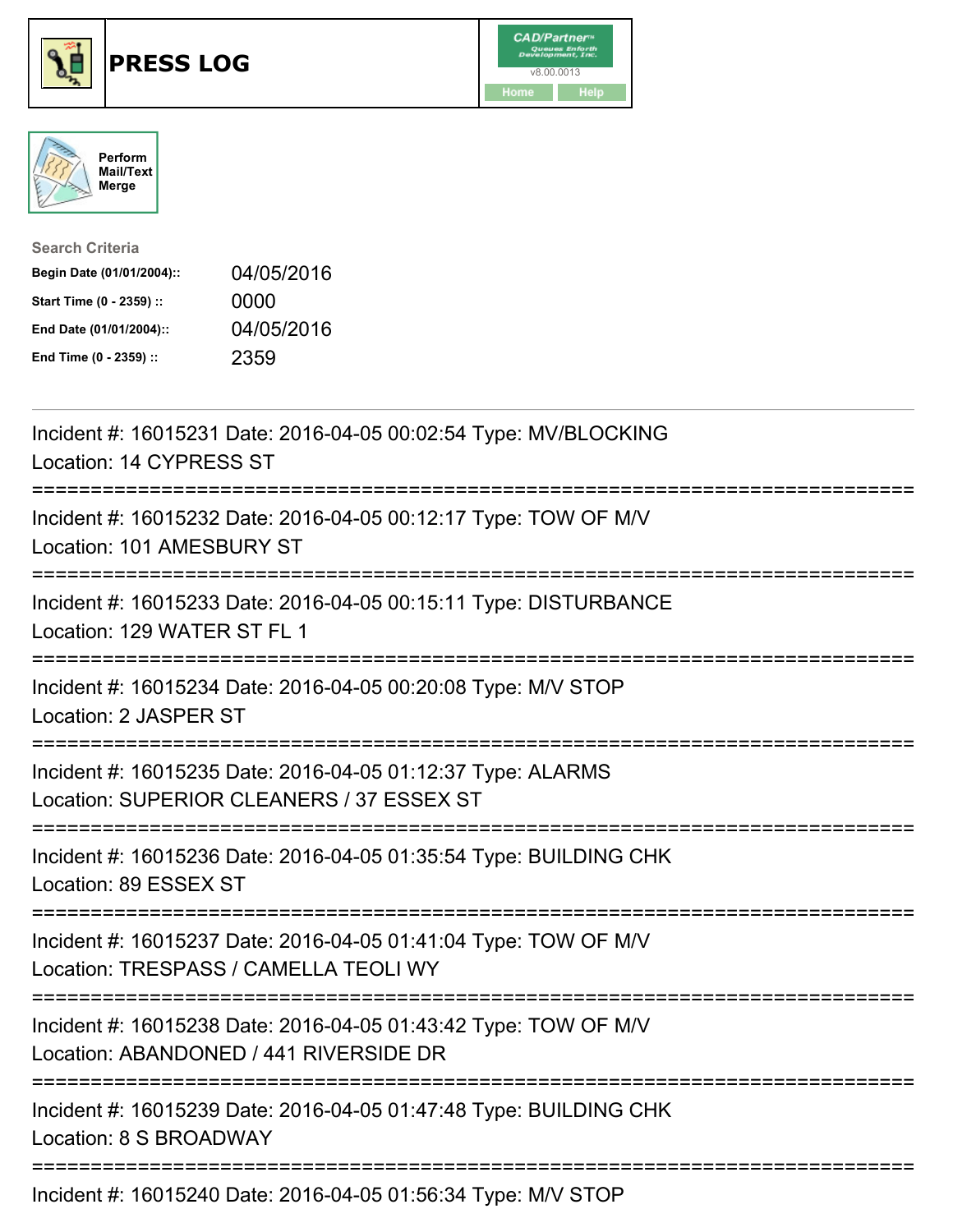# PRESS LOG

CAD/Partner
v8.00.0013
Home Help

Perform Mail/Text Merge

**Search Criteria**

| | |
|---|---|
| **Begin Date (01/01/2004)::** | 04/05/2016 |
| **Start Time (0 - 2359) ::** | 0000 |
| **End Date (01/01/2004)::** | 04/05/2016 |
| **End Time (0 - 2359) ::** | 2359 |

---

Incident #: 16015231 Date: 2016-04-05 00:02:54 Type: MV/BLOCKING
Location: 14 CYPRESS ST

===========================================================================

Incident #: 16015232 Date: 2016-04-05 00:12:17 Type: TOW OF M/V
Location: 101 AMESBURY ST

===========================================================================

Incident #: 16015233 Date: 2016-04-05 00:15:11 Type: DISTURBANCE
Location: 129 WATER ST FL 1

===========================================================================

Incident #: 16015234 Date: 2016-04-05 00:20:08 Type: M/V STOP
Location: 2 JASPER ST

===========================================================================

Incident #: 16015235 Date: 2016-04-05 01:12:37 Type: ALARMS
Location: SUPERIOR CLEANERS / 37 ESSEX ST

===========================================================================

Incident #: 16015236 Date: 2016-04-05 01:35:54 Type: BUILDING CHK
Location: 89 ESSEX ST

===========================================================================

Incident #: 16015237 Date: 2016-04-05 01:41:04 Type: TOW OF M/V
Location: TRESPASS / CAMELLA TEOLI WY

===========================================================================

Incident #: 16015238 Date: 2016-04-05 01:43:42 Type: TOW OF M/V
Location: ABANDONED / 441 RIVERSIDE DR

===========================================================================

Incident #: 16015239 Date: 2016-04-05 01:47:48 Type: BUILDING CHK
Location: 8 S BROADWAY

===========================================================================

Incident #: 16015240 Date: 2016-04-05 01:56:34 Type: M/V STOP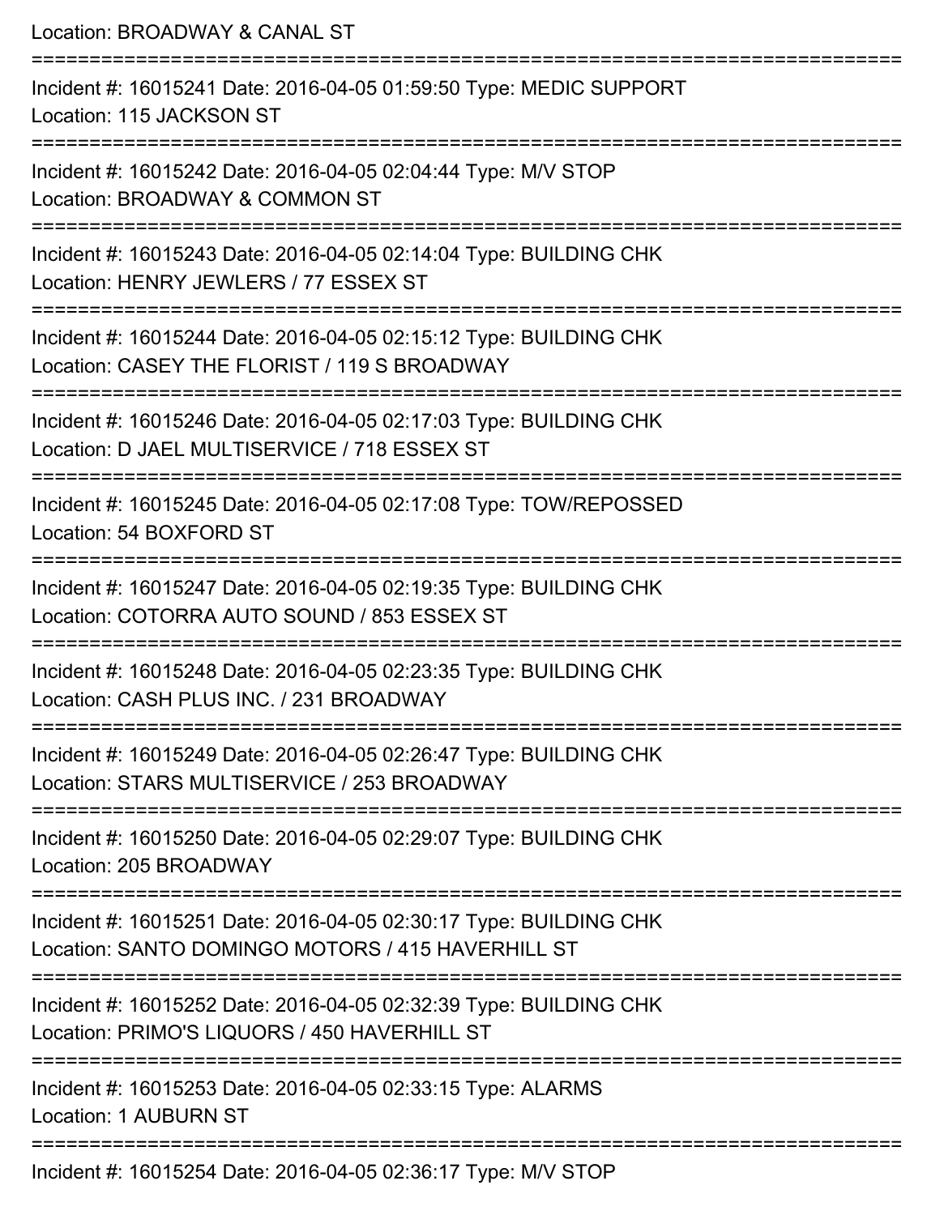Location: BROADWAY & CANAL ST

===========================================================================

Incident #: 16015241 Date: 2016-04-05 01:59:50 Type: MEDIC SUPPORT
Location: 115 JACKSON ST

===========================================================================

Incident #: 16015242 Date: 2016-04-05 02:04:44 Type: M/V STOP
Location: BROADWAY & COMMON ST

===========================================================================

Incident #: 16015243 Date: 2016-04-05 02:14:04 Type: BUILDING CHK
Location: HENRY JEWLERS / 77 ESSEX ST

===========================================================================

Incident #: 16015244 Date: 2016-04-05 02:15:12 Type: BUILDING CHK
Location: CASEY THE FLORIST / 119 S BROADWAY

===========================================================================

Incident #: 16015246 Date: 2016-04-05 02:17:03 Type: BUILDING CHK
Location: D JAEL MULTISERVICE / 718 ESSEX ST

===========================================================================

Incident #: 16015245 Date: 2016-04-05 02:17:08 Type: TOW/REPOSSED
Location: 54 BOXFORD ST

===========================================================================

Incident #: 16015247 Date: 2016-04-05 02:19:35 Type: BUILDING CHK
Location: COTORRA AUTO SOUND / 853 ESSEX ST

===========================================================================

Incident #: 16015248 Date: 2016-04-05 02:23:35 Type: BUILDING CHK
Location: CASH PLUS INC. / 231 BROADWAY

===========================================================================

Incident #: 16015249 Date: 2016-04-05 02:26:47 Type: BUILDING CHK
Location: STARS MULTISERVICE / 253 BROADWAY

===========================================================================

Incident #: 16015250 Date: 2016-04-05 02:29:07 Type: BUILDING CHK
Location: 205 BROADWAY

===========================================================================

Incident #: 16015251 Date: 2016-04-05 02:30:17 Type: BUILDING CHK
Location: SANTO DOMINGO MOTORS / 415 HAVERHILL ST

===========================================================================

Incident #: 16015252 Date: 2016-04-05 02:32:39 Type: BUILDING CHK
Location: PRIMO'S LIQUORS / 450 HAVERHILL ST

===========================================================================

Incident #: 16015253 Date: 2016-04-05 02:33:15 Type: ALARMS
Location: 1 AUBURN ST

===========================================================================

Incident #: 16015254 Date: 2016-04-05 02:36:17 Type: M/V STOP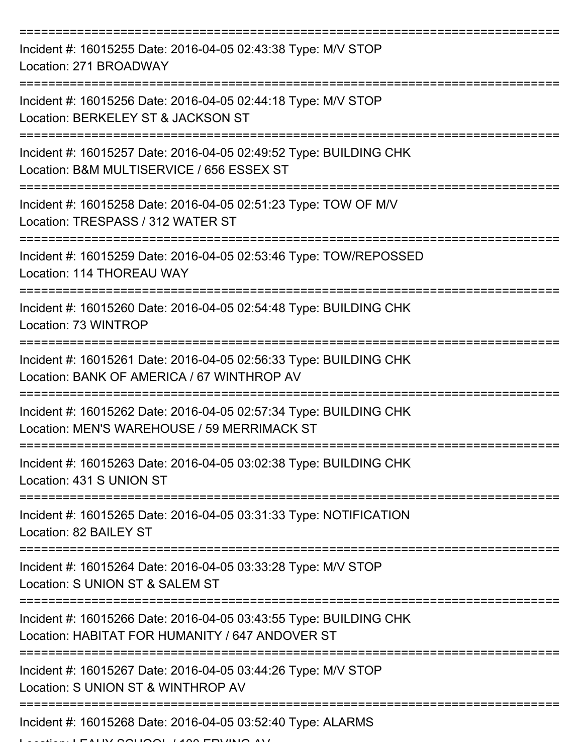===========================================================================

Incident #: 16015255 Date: 2016-04-05 02:43:38 Type: M/V STOP
Location: 271 BROADWAY

===========================================================================

Incident #: 16015256 Date: 2016-04-05 02:44:18 Type: M/V STOP
Location: BERKELEY ST & JACKSON ST

===========================================================================

Incident #: 16015257 Date: 2016-04-05 02:49:52 Type: BUILDING CHK
Location: B&M MULTISERVICE / 656 ESSEX ST

===========================================================================

Incident #: 16015258 Date: 2016-04-05 02:51:23 Type: TOW OF M/V
Location: TRESPASS / 312 WATER ST

===========================================================================

Incident #: 16015259 Date: 2016-04-05 02:53:46 Type: TOW/REPOSSED
Location: 114 THOREAU WAY

===========================================================================

Incident #: 16015260 Date: 2016-04-05 02:54:48 Type: BUILDING CHK
Location: 73 WINTROP

===========================================================================

Incident #: 16015261 Date: 2016-04-05 02:56:33 Type: BUILDING CHK
Location: BANK OF AMERICA / 67 WINTHROP AV

===========================================================================

Incident #: 16015262 Date: 2016-04-05 02:57:34 Type: BUILDING CHK
Location: MEN'S WAREHOUSE / 59 MERRIMACK ST

===========================================================================

Incident #: 16015263 Date: 2016-04-05 03:02:38 Type: BUILDING CHK
Location: 431 S UNION ST

===========================================================================

Incident #: 16015265 Date: 2016-04-05 03:31:33 Type: NOTIFICATION
Location: 82 BAILEY ST

===========================================================================

Incident #: 16015264 Date: 2016-04-05 03:33:28 Type: M/V STOP
Location: S UNION ST & SALEM ST

===========================================================================

Incident #: 16015266 Date: 2016-04-05 03:43:55 Type: BUILDING CHK
Location: HABITAT FOR HUMANITY / 647 ANDOVER ST

===========================================================================

Incident #: 16015267 Date: 2016-04-05 03:44:26 Type: M/V STOP
Location: S UNION ST & WINTHROP AV

===========================================================================

Incident #: 16015268 Date: 2016-04-05 03:52:40 Type: ALARMS
Location: LEAHY SCHOOL / 100 ERVING AV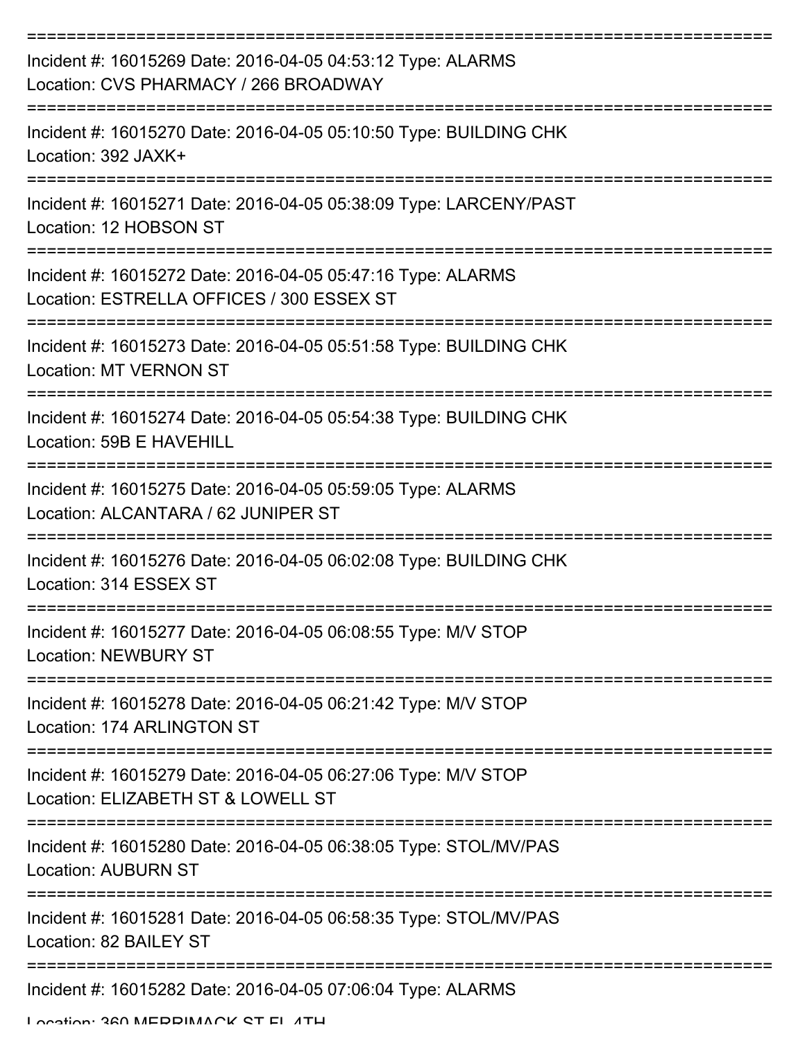===========================================================================

Incident #: 16015269 Date: 2016-04-05 04:53:12 Type: ALARMS
Location: CVS PHARMACY / 266 BROADWAY

===========================================================================

Incident #: 16015270 Date: 2016-04-05 05:10:50 Type: BUILDING CHK
Location: 392 JAXK+

===========================================================================

Incident #: 16015271 Date: 2016-04-05 05:38:09 Type: LARCENY/PAST
Location: 12 HOBSON ST

===========================================================================

Incident #: 16015272 Date: 2016-04-05 05:47:16 Type: ALARMS
Location: ESTRELLA OFFICES / 300 ESSEX ST

===========================================================================

Incident #: 16015273 Date: 2016-04-05 05:51:58 Type: BUILDING CHK
Location: MT VERNON ST

===========================================================================

Incident #: 16015274 Date: 2016-04-05 05:54:38 Type: BUILDING CHK
Location: 59B E HAVEHILL

===========================================================================

Incident #: 16015275 Date: 2016-04-05 05:59:05 Type: ALARMS
Location: ALCANTARA / 62 JUNIPER ST

===========================================================================

Incident #: 16015276 Date: 2016-04-05 06:02:08 Type: BUILDING CHK
Location: 314 ESSEX ST

===========================================================================

Incident #: 16015277 Date: 2016-04-05 06:08:55 Type: M/V STOP
Location: NEWBURY ST

===========================================================================

Incident #: 16015278 Date: 2016-04-05 06:21:42 Type: M/V STOP
Location: 174 ARLINGTON ST

===========================================================================

Incident #: 16015279 Date: 2016-04-05 06:27:06 Type: M/V STOP
Location: ELIZABETH ST & LOWELL ST

===========================================================================

Incident #: 16015280 Date: 2016-04-05 06:38:05 Type: STOL/MV/PAS
Location: AUBURN ST

===========================================================================

Incident #: 16015281 Date: 2016-04-05 06:58:35 Type: STOL/MV/PAS
Location: 82 BAILEY ST

===========================================================================

Incident #: 16015282 Date: 2016-04-05 07:06:04 Type: ALARMS
Location: 360 MERRIMACK ST FL 4TH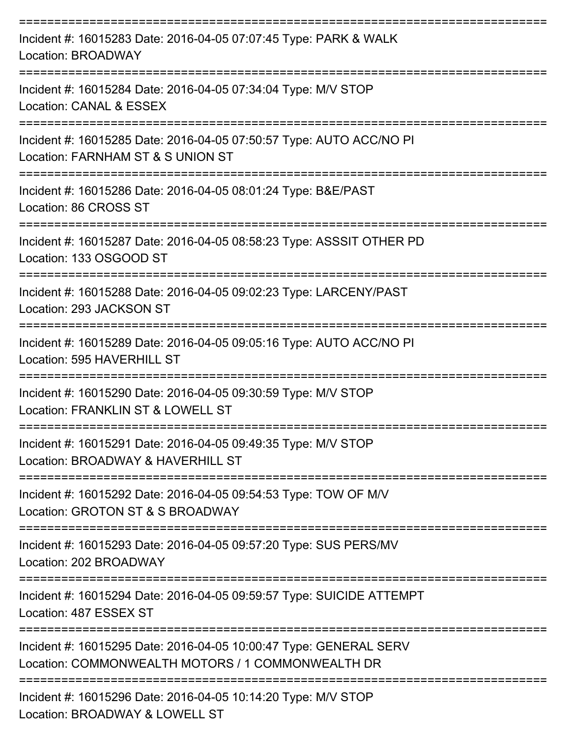===========================================================================

Incident #: 16015283 Date: 2016-04-05 07:07:45 Type: PARK & WALK
Location: BROADWAY

===========================================================================

Incident #: 16015284 Date: 2016-04-05 07:34:04 Type: M/V STOP
Location: CANAL & ESSEX

===========================================================================

Incident #: 16015285 Date: 2016-04-05 07:50:57 Type: AUTO ACC/NO PI
Location: FARNHAM ST & S UNION ST

===========================================================================

Incident #: 16015286 Date: 2016-04-05 08:01:24 Type: B&E/PAST
Location: 86 CROSS ST

===========================================================================

Incident #: 16015287 Date: 2016-04-05 08:58:23 Type: ASSSIT OTHER PD
Location: 133 OSGOOD ST

===========================================================================

Incident #: 16015288 Date: 2016-04-05 09:02:23 Type: LARCENY/PAST
Location: 293 JACKSON ST

===========================================================================

Incident #: 16015289 Date: 2016-04-05 09:05:16 Type: AUTO ACC/NO PI
Location: 595 HAVERHILL ST

===========================================================================

Incident #: 16015290 Date: 2016-04-05 09:30:59 Type: M/V STOP
Location: FRANKLIN ST & LOWELL ST

===========================================================================

Incident #: 16015291 Date: 2016-04-05 09:49:35 Type: M/V STOP
Location: BROADWAY & HAVERHILL ST

===========================================================================

Incident #: 16015292 Date: 2016-04-05 09:54:53 Type: TOW OF M/V
Location: GROTON ST & S BROADWAY

===========================================================================

Incident #: 16015293 Date: 2016-04-05 09:57:20 Type: SUS PERS/MV
Location: 202 BROADWAY

===========================================================================

Incident #: 16015294 Date: 2016-04-05 09:59:57 Type: SUICIDE ATTEMPT
Location: 487 ESSEX ST

===========================================================================

Incident #: 16015295 Date: 2016-04-05 10:00:47 Type: GENERAL SERV
Location: COMMONWEALTH MOTORS / 1 COMMONWEALTH DR

===========================================================================

Incident #: 16015296 Date: 2016-04-05 10:14:20 Type: M/V STOP
Location: BROADWAY & LOWELL ST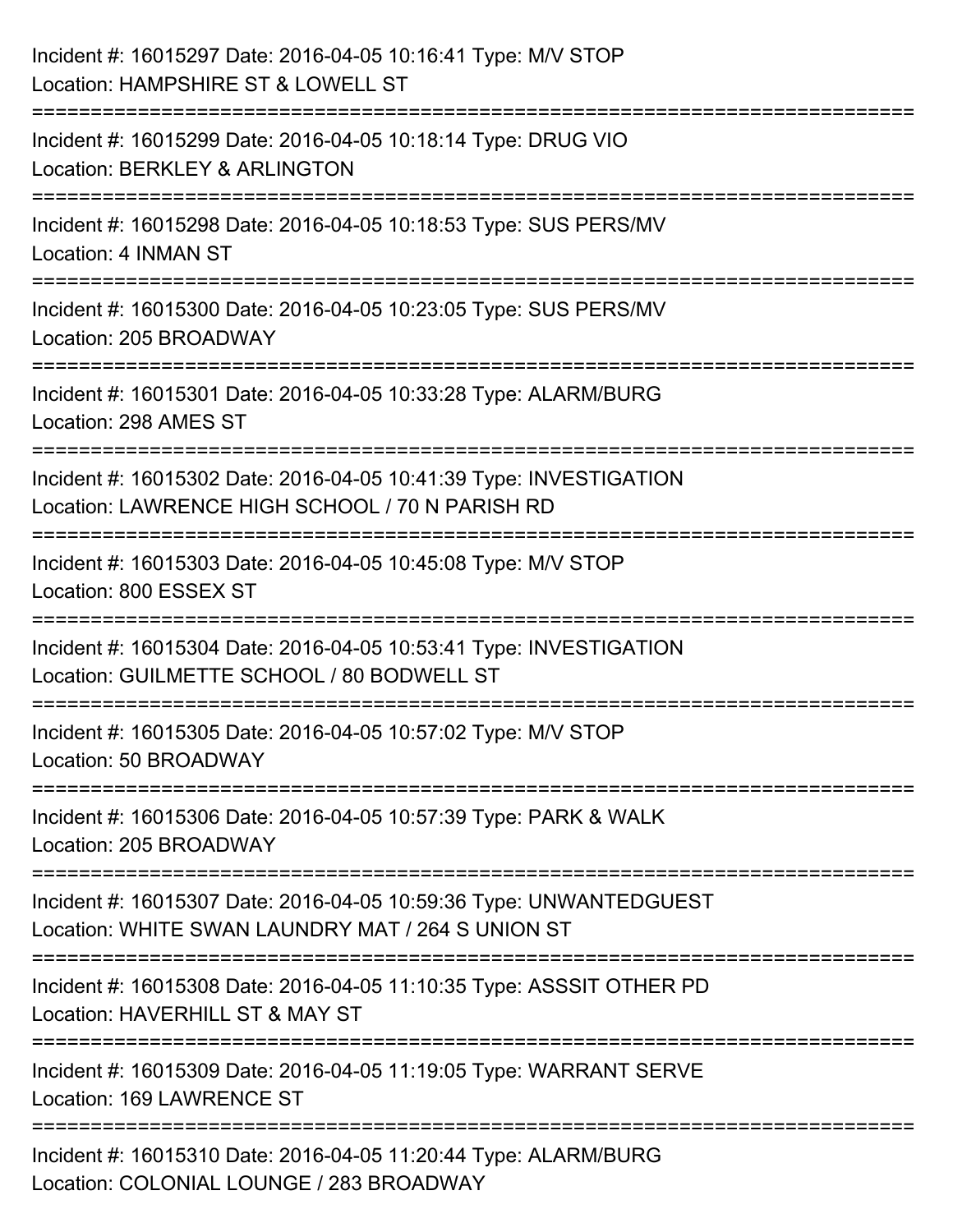Incident #: 16015297 Date: 2016-04-05 10:16:41 Type: M/V STOP
Location: HAMPSHIRE ST & LOWELL ST

===========================================================================

Incident #: 16015299 Date: 2016-04-05 10:18:14 Type: DRUG VIO
Location: BERKLEY & ARLINGTON

===========================================================================

Incident #: 16015298 Date: 2016-04-05 10:18:53 Type: SUS PERS/MV
Location: 4 INMAN ST

===========================================================================

Incident #: 16015300 Date: 2016-04-05 10:23:05 Type: SUS PERS/MV
Location: 205 BROADWAY

===========================================================================

Incident #: 16015301 Date: 2016-04-05 10:33:28 Type: ALARM/BURG
Location: 298 AMES ST

===========================================================================

Incident #: 16015302 Date: 2016-04-05 10:41:39 Type: INVESTIGATION
Location: LAWRENCE HIGH SCHOOL / 70 N PARISH RD

===========================================================================

Incident #: 16015303 Date: 2016-04-05 10:45:08 Type: M/V STOP
Location: 800 ESSEX ST

===========================================================================

Incident #: 16015304 Date: 2016-04-05 10:53:41 Type: INVESTIGATION
Location: GUILMETTE SCHOOL / 80 BODWELL ST

===========================================================================

Incident #: 16015305 Date: 2016-04-05 10:57:02 Type: M/V STOP
Location: 50 BROADWAY

===========================================================================

Incident #: 16015306 Date: 2016-04-05 10:57:39 Type: PARK & WALK
Location: 205 BROADWAY

===========================================================================

Incident #: 16015307 Date: 2016-04-05 10:59:36 Type: UNWANTEDGUEST
Location: WHITE SWAN LAUNDRY MAT / 264 S UNION ST

===========================================================================

Incident #: 16015308 Date: 2016-04-05 11:10:35 Type: ASSSIT OTHER PD
Location: HAVERHILL ST & MAY ST

===========================================================================

Incident #: 16015309 Date: 2016-04-05 11:19:05 Type: WARRANT SERVE
Location: 169 LAWRENCE ST

===========================================================================

Incident #: 16015310 Date: 2016-04-05 11:20:44 Type: ALARM/BURG
Location: COLONIAL LOUNGE / 283 BROADWAY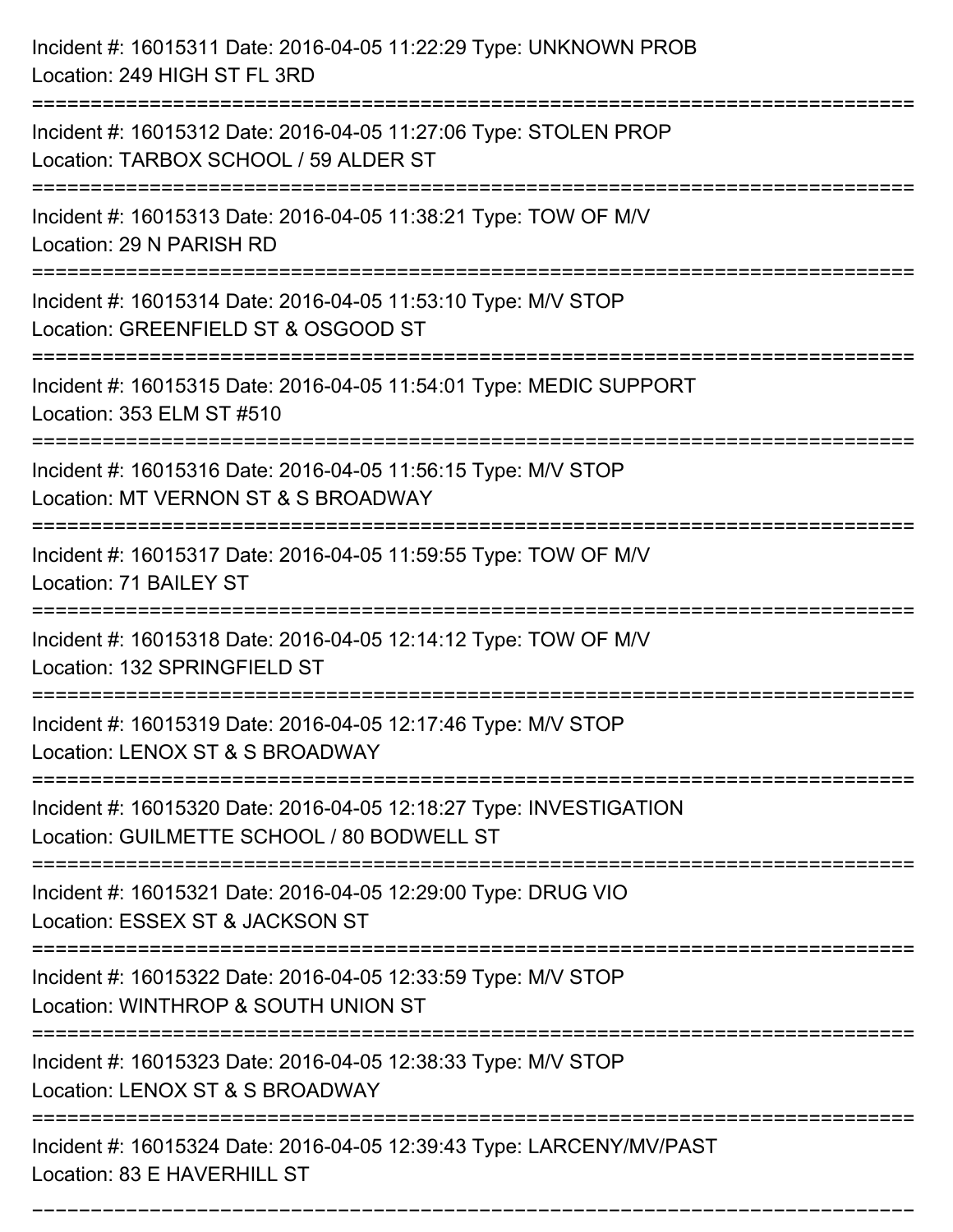Incident #: 16015311 Date: 2016-04-05 11:22:29 Type: UNKNOWN PROB
Location: 249 HIGH ST FL 3RD

===========================================================================

Incident #: 16015312 Date: 2016-04-05 11:27:06 Type: STOLEN PROP
Location: TARBOX SCHOOL / 59 ALDER ST

===========================================================================

Incident #: 16015313 Date: 2016-04-05 11:38:21 Type: TOW OF M/V
Location: 29 N PARISH RD

===========================================================================

Incident #: 16015314 Date: 2016-04-05 11:53:10 Type: M/V STOP
Location: GREENFIELD ST & OSGOOD ST

===========================================================================

Incident #: 16015315 Date: 2016-04-05 11:54:01 Type: MEDIC SUPPORT
Location: 353 ELM ST #510

===========================================================================

Incident #: 16015316 Date: 2016-04-05 11:56:15 Type: M/V STOP
Location: MT VERNON ST & S BROADWAY

===========================================================================

Incident #: 16015317 Date: 2016-04-05 11:59:55 Type: TOW OF M/V
Location: 71 BAILEY ST

===========================================================================

Incident #: 16015318 Date: 2016-04-05 12:14:12 Type: TOW OF M/V
Location: 132 SPRINGFIELD ST

===========================================================================

Incident #: 16015319 Date: 2016-04-05 12:17:46 Type: M/V STOP
Location: LENOX ST & S BROADWAY

===========================================================================

Incident #: 16015320 Date: 2016-04-05 12:18:27 Type: INVESTIGATION
Location: GUILMETTE SCHOOL / 80 BODWELL ST

===========================================================================

Incident #: 16015321 Date: 2016-04-05 12:29:00 Type: DRUG VIO
Location: ESSEX ST & JACKSON ST

===========================================================================

Incident #: 16015322 Date: 2016-04-05 12:33:59 Type: M/V STOP
Location: WINTHROP & SOUTH UNION ST

===========================================================================

Incident #: 16015323 Date: 2016-04-05 12:38:33 Type: M/V STOP
Location: LENOX ST & S BROADWAY

===========================================================================

Incident #: 16015324 Date: 2016-04-05 12:39:43 Type: LARCENY/MV/PAST
Location: 83 E HAVERHILL ST

===========================================================================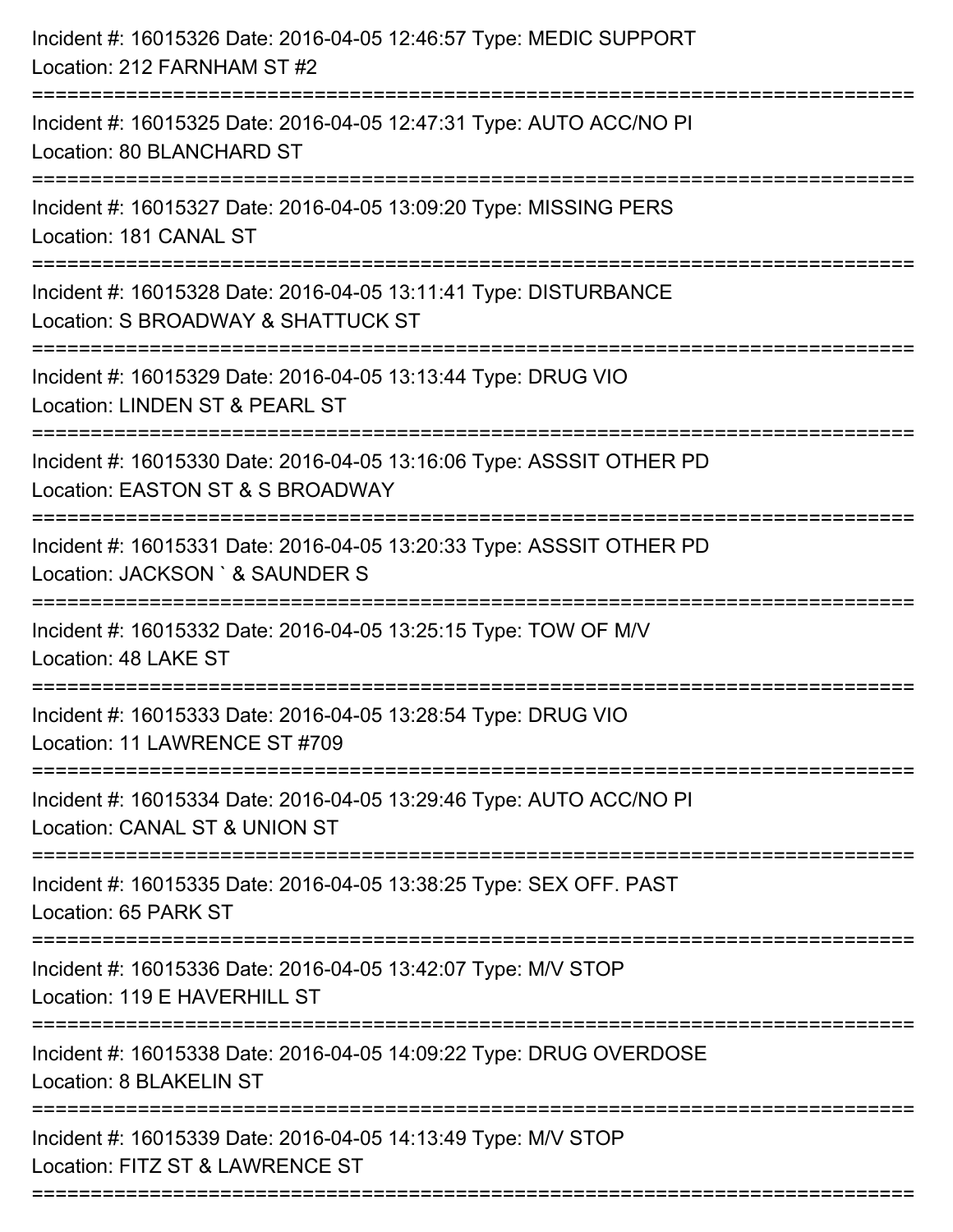Incident #: 16015326 Date: 2016-04-05 12:46:57 Type: MEDIC SUPPORT
Location: 212 FARNHAM ST #2

===========================================================================

Incident #: 16015325 Date: 2016-04-05 12:47:31 Type: AUTO ACC/NO PI
Location: 80 BLANCHARD ST

===========================================================================

Incident #: 16015327 Date: 2016-04-05 13:09:20 Type: MISSING PERS
Location: 181 CANAL ST

===========================================================================

Incident #: 16015328 Date: 2016-04-05 13:11:41 Type: DISTURBANCE
Location: S BROADWAY & SHATTUCK ST

===========================================================================

Incident #: 16015329 Date: 2016-04-05 13:13:44 Type: DRUG VIO
Location: LINDEN ST & PEARL ST

===========================================================================

Incident #: 16015330 Date: 2016-04-05 13:16:06 Type: ASSSIT OTHER PD
Location: EASTON ST & S BROADWAY

===========================================================================

Incident #: 16015331 Date: 2016-04-05 13:20:33 Type: ASSSIT OTHER PD
Location: JACKSON ` & SAUNDER S

===========================================================================

Incident #: 16015332 Date: 2016-04-05 13:25:15 Type: TOW OF M/V
Location: 48 LAKE ST

===========================================================================

Incident #: 16015333 Date: 2016-04-05 13:28:54 Type: DRUG VIO
Location: 11 LAWRENCE ST #709

===========================================================================

Incident #: 16015334 Date: 2016-04-05 13:29:46 Type: AUTO ACC/NO PI
Location: CANAL ST & UNION ST

===========================================================================

Incident #: 16015335 Date: 2016-04-05 13:38:25 Type: SEX OFF. PAST
Location: 65 PARK ST

===========================================================================

Incident #: 16015336 Date: 2016-04-05 13:42:07 Type: M/V STOP
Location: 119 E HAVERHILL ST

===========================================================================

Incident #: 16015338 Date: 2016-04-05 14:09:22 Type: DRUG OVERDOSE
Location: 8 BLAKELIN ST

===========================================================================

Incident #: 16015339 Date: 2016-04-05 14:13:49 Type: M/V STOP
Location: FITZ ST & LAWRENCE ST

===========================================================================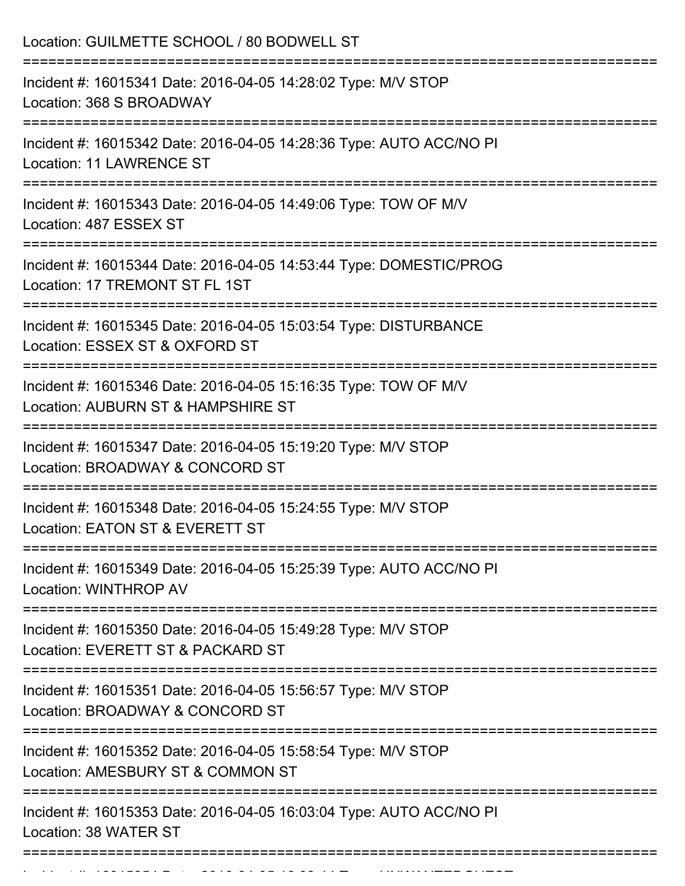Location: GUILMETTE SCHOOL / 80 BODWELL ST

===========================================================================

Incident #: 16015341 Date: 2016-04-05 14:28:02 Type: M/V STOP

Location: 368 S BROADWAY

===========================================================================

Incident #: 16015342 Date: 2016-04-05 14:28:36 Type: AUTO ACC/NO PI

Location: 11 LAWRENCE ST

===========================================================================

Incident #: 16015343 Date: 2016-04-05 14:49:06 Type: TOW OF M/V

Location: 487 ESSEX ST

===========================================================================

Incident #: 16015344 Date: 2016-04-05 14:53:44 Type: DOMESTIC/PROG

Location: 17 TREMONT ST FL 1ST

===========================================================================

Incident #: 16015345 Date: 2016-04-05 15:03:54 Type: DISTURBANCE

Location: ESSEX ST & OXFORD ST

===========================================================================

Incident #: 16015346 Date: 2016-04-05 15:16:35 Type: TOW OF M/V

Location: AUBURN ST & HAMPSHIRE ST

===========================================================================

Incident #: 16015347 Date: 2016-04-05 15:19:20 Type: M/V STOP

Location: BROADWAY & CONCORD ST

===========================================================================

Incident #: 16015348 Date: 2016-04-05 15:24:55 Type: M/V STOP

Location: EATON ST & EVERETT ST

===========================================================================

Incident #: 16015349 Date: 2016-04-05 15:25:39 Type: AUTO ACC/NO PI

Location: WINTHROP AV

===========================================================================

Incident #: 16015350 Date: 2016-04-05 15:49:28 Type: M/V STOP

Location: EVERETT ST & PACKARD ST

===========================================================================

Incident #: 16015351 Date: 2016-04-05 15:56:57 Type: M/V STOP

Location: BROADWAY & CONCORD ST

===========================================================================

Incident #: 16015352 Date: 2016-04-05 15:58:54 Type: M/V STOP

Location: AMESBURY ST & COMMON ST

===========================================================================

Incident #: 16015353 Date: 2016-04-05 16:03:04 Type: AUTO ACC/NO PI

Location: 38 WATER ST

===========================================================================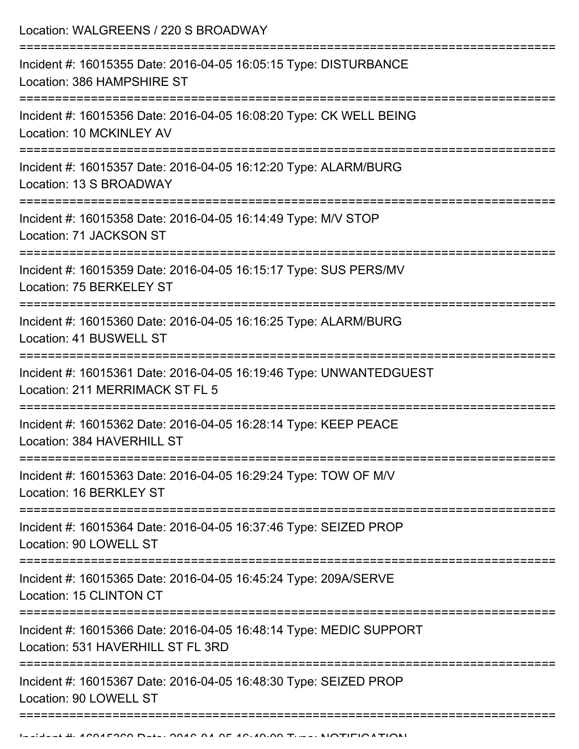Location: WALGREENS / 220 S BROADWAY

===========================================================================

Incident #: 16015355 Date: 2016-04-05 16:05:15 Type: DISTURBANCE
Location: 386 HAMPSHIRE ST

===========================================================================

Incident #: 16015356 Date: 2016-04-05 16:08:20 Type: CK WELL BEING
Location: 10 MCKINLEY AV

===========================================================================

Incident #: 16015357 Date: 2016-04-05 16:12:20 Type: ALARM/BURG
Location: 13 S BROADWAY

===========================================================================

Incident #: 16015358 Date: 2016-04-05 16:14:49 Type: M/V STOP
Location: 71 JACKSON ST

===========================================================================

Incident #: 16015359 Date: 2016-04-05 16:15:17 Type: SUS PERS/MV
Location: 75 BERKELEY ST

===========================================================================

Incident #: 16015360 Date: 2016-04-05 16:16:25 Type: ALARM/BURG
Location: 41 BUSWELL ST

===========================================================================

Incident #: 16015361 Date: 2016-04-05 16:19:46 Type: UNWANTEDGUEST
Location: 211 MERRIMACK ST FL 5

===========================================================================

Incident #: 16015362 Date: 2016-04-05 16:28:14 Type: KEEP PEACE
Location: 384 HAVERHILL ST

===========================================================================

Incident #: 16015363 Date: 2016-04-05 16:29:24 Type: TOW OF M/V
Location: 16 BERKLEY ST

===========================================================================

Incident #: 16015364 Date: 2016-04-05 16:37:46 Type: SEIZED PROP
Location: 90 LOWELL ST

===========================================================================

Incident #: 16015365 Date: 2016-04-05 16:45:24 Type: 209A/SERVE
Location: 15 CLINTON CT

===========================================================================

Incident #: 16015366 Date: 2016-04-05 16:48:14 Type: MEDIC SUPPORT
Location: 531 HAVERHILL ST FL 3RD

===========================================================================

Incident #: 16015367 Date: 2016-04-05 16:48:30 Type: SEIZED PROP
Location: 90 LOWELL ST

===========================================================================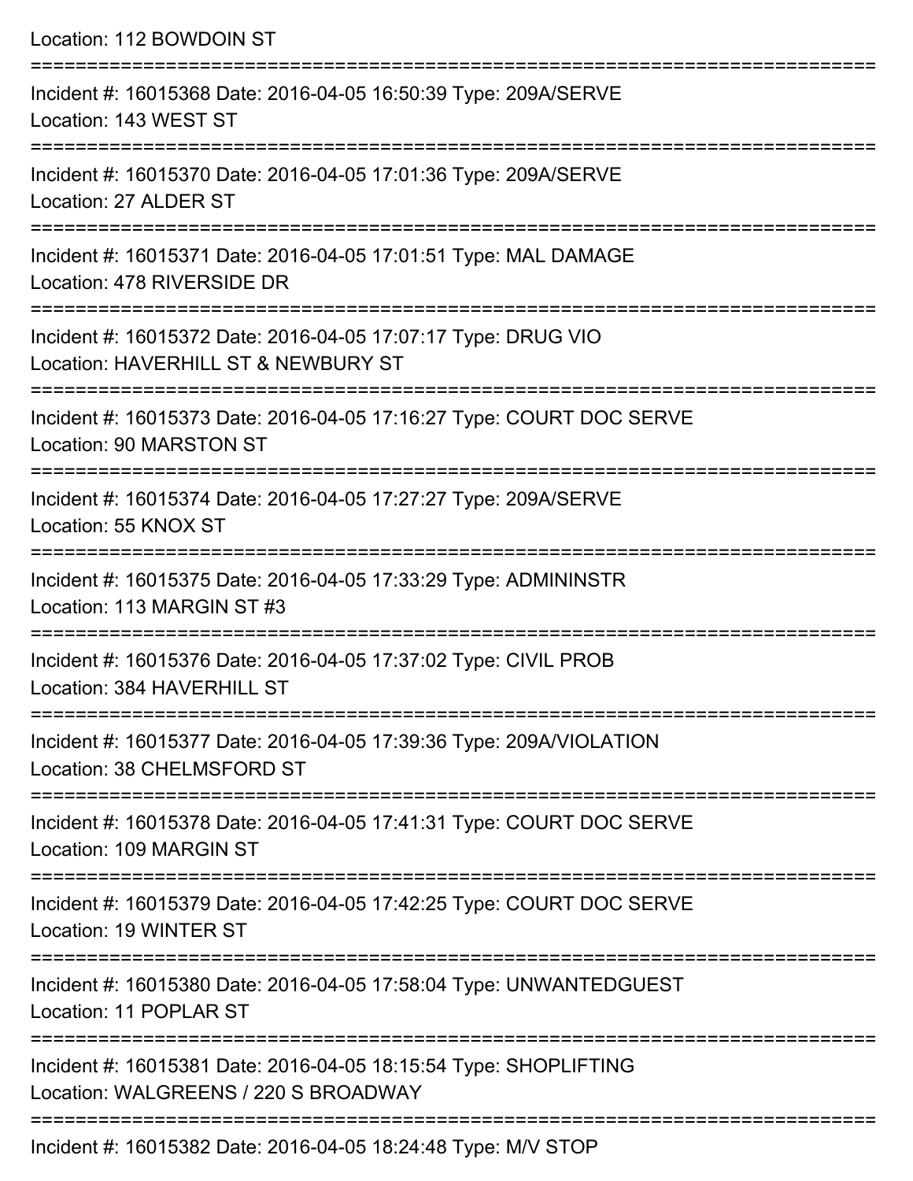Location: 112 BOWDOIN ST

===========================================================================

Incident #: 16015368 Date: 2016-04-05 16:50:39 Type: 209A/SERVE
Location: 143 WEST ST

===========================================================================

Incident #: 16015370 Date: 2016-04-05 17:01:36 Type: 209A/SERVE
Location: 27 ALDER ST

===========================================================================

Incident #: 16015371 Date: 2016-04-05 17:01:51 Type: MAL DAMAGE
Location: 478 RIVERSIDE DR

===========================================================================

Incident #: 16015372 Date: 2016-04-05 17:07:17 Type: DRUG VIO
Location: HAVERHILL ST & NEWBURY ST

===========================================================================

Incident #: 16015373 Date: 2016-04-05 17:16:27 Type: COURT DOC SERVE
Location: 90 MARSTON ST

===========================================================================

Incident #: 16015374 Date: 2016-04-05 17:27:27 Type: 209A/SERVE
Location: 55 KNOX ST

===========================================================================

Incident #: 16015375 Date: 2016-04-05 17:33:29 Type: ADMININSTR
Location: 113 MARGIN ST #3

===========================================================================

Incident #: 16015376 Date: 2016-04-05 17:37:02 Type: CIVIL PROB
Location: 384 HAVERHILL ST

===========================================================================

Incident #: 16015377 Date: 2016-04-05 17:39:36 Type: 209A/VIOLATION
Location: 38 CHELMSFORD ST

===========================================================================

Incident #: 16015378 Date: 2016-04-05 17:41:31 Type: COURT DOC SERVE
Location: 109 MARGIN ST

===========================================================================

Incident #: 16015379 Date: 2016-04-05 17:42:25 Type: COURT DOC SERVE
Location: 19 WINTER ST

===========================================================================

Incident #: 16015380 Date: 2016-04-05 17:58:04 Type: UNWANTEDGUEST
Location: 11 POPLAR ST

===========================================================================

Incident #: 16015381 Date: 2016-04-05 18:15:54 Type: SHOPLIFTING
Location: WALGREENS / 220 S BROADWAY

===========================================================================

Incident #: 16015382 Date: 2016-04-05 18:24:48 Type: M/V STOP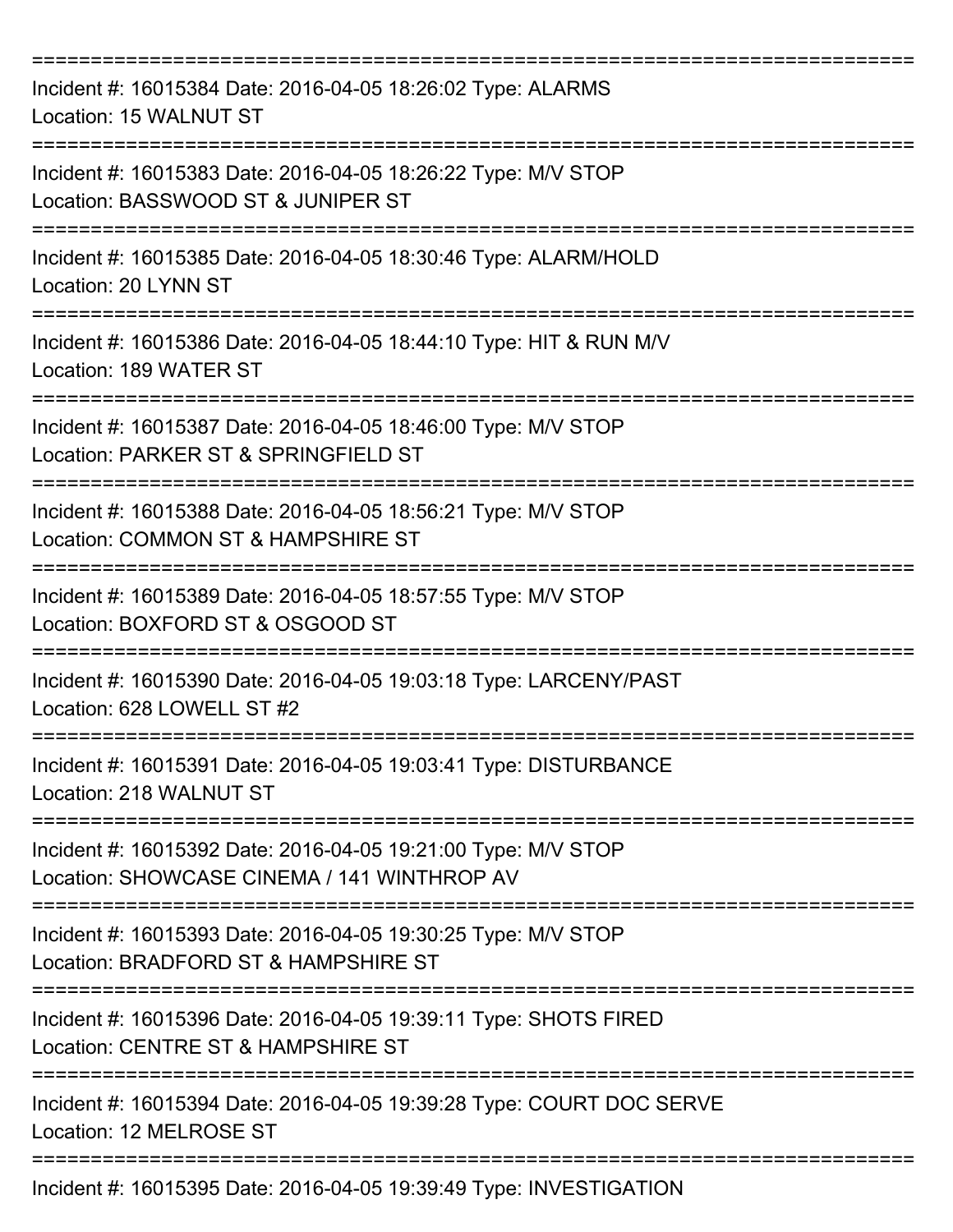===========================================================================

Incident #: 16015384 Date: 2016-04-05 18:26:02 Type: ALARMS
Location: 15 WALNUT ST

===========================================================================

Incident #: 16015383 Date: 2016-04-05 18:26:22 Type: M/V STOP
Location: BASSWOOD ST & JUNIPER ST

===========================================================================

Incident #: 16015385 Date: 2016-04-05 18:30:46 Type: ALARM/HOLD
Location: 20 LYNN ST

===========================================================================

Incident #: 16015386 Date: 2016-04-05 18:44:10 Type: HIT & RUN M/V
Location: 189 WATER ST

===========================================================================

Incident #: 16015387 Date: 2016-04-05 18:46:00 Type: M/V STOP
Location: PARKER ST & SPRINGFIELD ST

===========================================================================

Incident #: 16015388 Date: 2016-04-05 18:56:21 Type: M/V STOP
Location: COMMON ST & HAMPSHIRE ST

===========================================================================

Incident #: 16015389 Date: 2016-04-05 18:57:55 Type: M/V STOP
Location: BOXFORD ST & OSGOOD ST

===========================================================================

Incident #: 16015390 Date: 2016-04-05 19:03:18 Type: LARCENY/PAST
Location: 628 LOWELL ST #2

===========================================================================

Incident #: 16015391 Date: 2016-04-05 19:03:41 Type: DISTURBANCE
Location: 218 WALNUT ST

===========================================================================

Incident #: 16015392 Date: 2016-04-05 19:21:00 Type: M/V STOP
Location: SHOWCASE CINEMA / 141 WINTHROP AV

===========================================================================

Incident #: 16015393 Date: 2016-04-05 19:30:25 Type: M/V STOP
Location: BRADFORD ST & HAMPSHIRE ST

===========================================================================

Incident #: 16015396 Date: 2016-04-05 19:39:11 Type: SHOTS FIRED
Location: CENTRE ST & HAMPSHIRE ST

===========================================================================

Incident #: 16015394 Date: 2016-04-05 19:39:28 Type: COURT DOC SERVE
Location: 12 MELROSE ST

===========================================================================

Incident #: 16015395 Date: 2016-04-05 19:39:49 Type: INVESTIGATION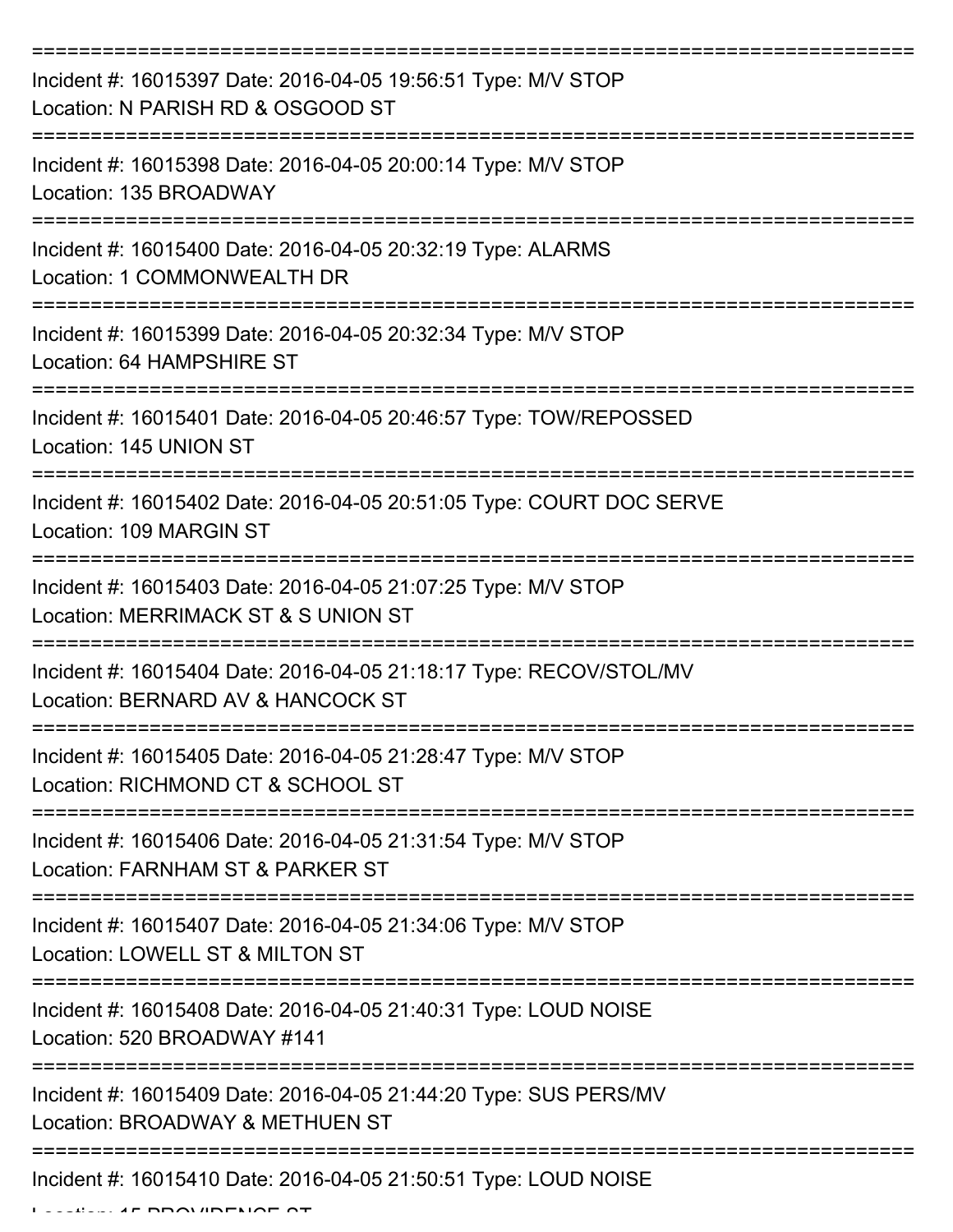===========================================================================

Incident #: 16015397 Date: 2016-04-05 19:56:51 Type: M/V STOP

Location: N PARISH RD & OSGOOD ST

===========================================================================

Incident #: 16015398 Date: 2016-04-05 20:00:14 Type: M/V STOP

Location: 135 BROADWAY

===========================================================================

Incident #: 16015400 Date: 2016-04-05 20:32:19 Type: ALARMS

Location: 1 COMMONWEALTH DR

===========================================================================

Incident #: 16015399 Date: 2016-04-05 20:32:34 Type: M/V STOP

Location: 64 HAMPSHIRE ST

===========================================================================

Incident #: 16015401 Date: 2016-04-05 20:46:57 Type: TOW/REPOSSED

Location: 145 UNION ST

===========================================================================

Incident #: 16015402 Date: 2016-04-05 20:51:05 Type: COURT DOC SERVE

Location: 109 MARGIN ST

===========================================================================

Incident #: 16015403 Date: 2016-04-05 21:07:25 Type: M/V STOP

Location: MERRIMACK ST & S UNION ST

===========================================================================

Incident #: 16015404 Date: 2016-04-05 21:18:17 Type: RECOV/STOL/MV

Location: BERNARD AV & HANCOCK ST

===========================================================================

Incident #: 16015405 Date: 2016-04-05 21:28:47 Type: M/V STOP

Location: RICHMOND CT & SCHOOL ST

===========================================================================

Incident #: 16015406 Date: 2016-04-05 21:31:54 Type: M/V STOP

Location: FARNHAM ST & PARKER ST

===========================================================================

Incident #: 16015407 Date: 2016-04-05 21:34:06 Type: M/V STOP

Location: LOWELL ST & MILTON ST

===========================================================================

Incident #: 16015408 Date: 2016-04-05 21:40:31 Type: LOUD NOISE

Location: 520 BROADWAY #141

===========================================================================

Incident #: 16015409 Date: 2016-04-05 21:44:20 Type: SUS PERS/MV

Location: BROADWAY & METHUEN ST

===========================================================================

Incident #: 16015410 Date: 2016-04-05 21:50:51 Type: LOUD NOISE

Location: 15 PROVIDENCE ST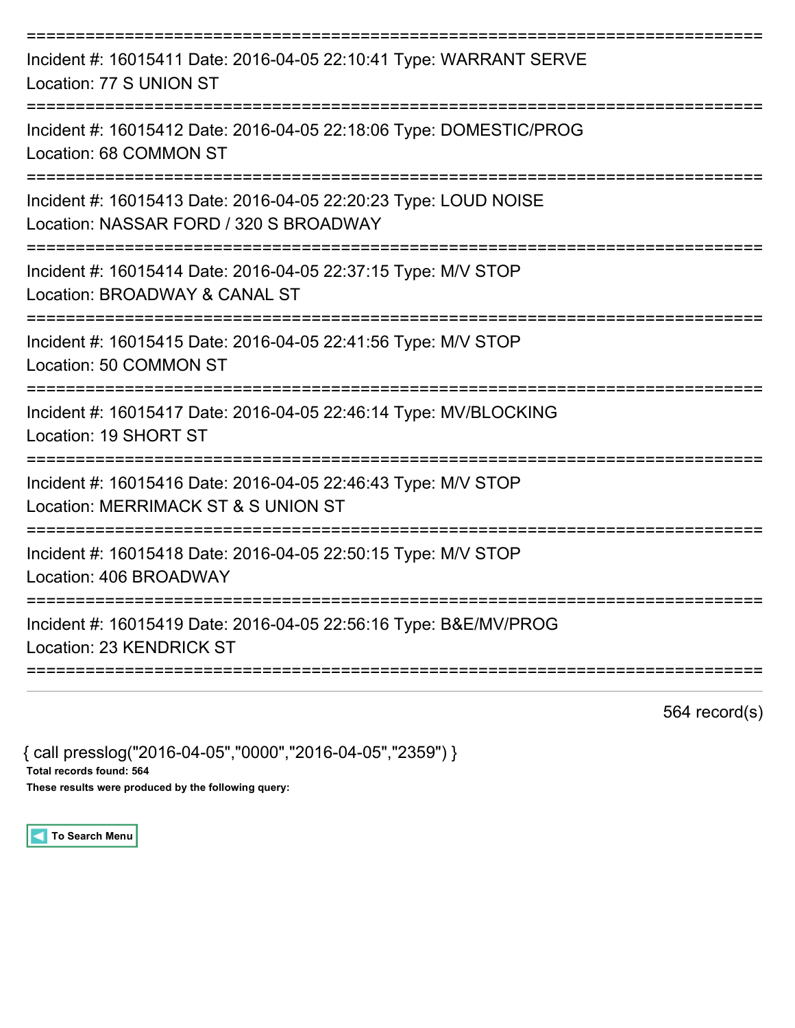===========================================================================

Incident #: 16015411 Date: 2016-04-05 22:10:41 Type: WARRANT SERVE
Location: 77 S UNION ST

===========================================================================

Incident #: 16015412 Date: 2016-04-05 22:18:06 Type: DOMESTIC/PROG
Location: 68 COMMON ST

===========================================================================

Incident #: 16015413 Date: 2016-04-05 22:20:23 Type: LOUD NOISE
Location: NASSAR FORD / 320 S BROADWAY

===========================================================================

Incident #: 16015414 Date: 2016-04-05 22:37:15 Type: M/V STOP
Location: BROADWAY & CANAL ST

===========================================================================

Incident #: 16015415 Date: 2016-04-05 22:41:56 Type: M/V STOP
Location: 50 COMMON ST

===========================================================================

Incident #: 16015417 Date: 2016-04-05 22:46:14 Type: MV/BLOCKING
Location: 19 SHORT ST

===========================================================================

Incident #: 16015416 Date: 2016-04-05 22:46:43 Type: M/V STOP
Location: MERRIMACK ST & S UNION ST

===========================================================================

Incident #: 16015418 Date: 2016-04-05 22:50:15 Type: M/V STOP
Location: 406 BROADWAY

===========================================================================

Incident #: 16015419 Date: 2016-04-05 22:56:16 Type: B&E/MV/PROG
Location: 23 KENDRICK ST

===========================================================================

564 record(s)

{ call presslog("2016-04-05","0000","2016-04-05","2359") }

**Total records found: 564**

**These results were produced by the following query:**

To Search Menu